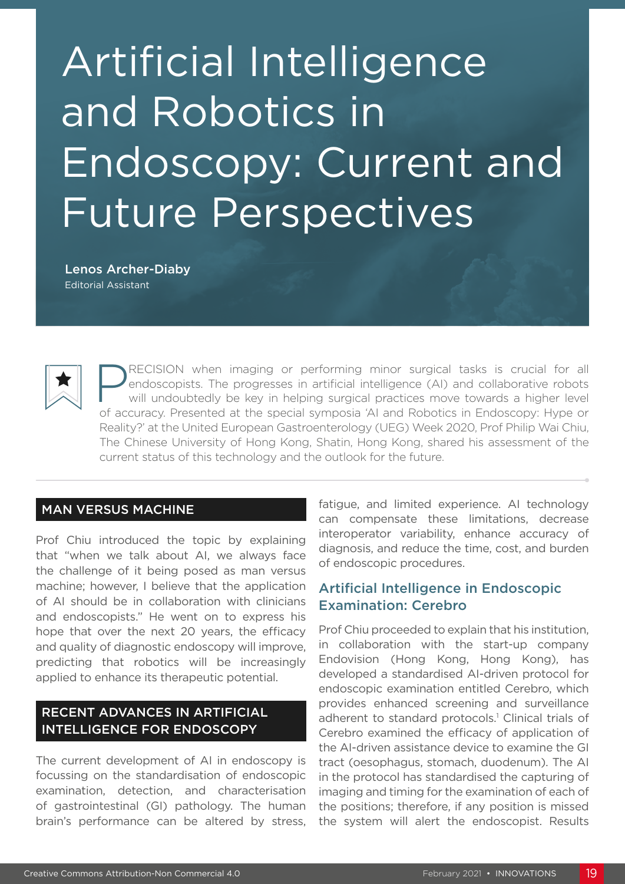# Artificial Intelligence and Robotics in Endoscopy: Current and Future Perspectives

**Lenos Archer-Diaby**
Editorial Assistant

PRECISION when imaging or performing minor surgical tasks is crucial for all endoscopists. The progresses in artificial intelligence (AI) and collaborative robots will undoubtedly be key in helping surgical practices move towards a higher level of accuracy. Presented at the special symposia 'AI and Robotics in Endoscopy: Hype or Reality?' at the United European Gastroenterology (UEG) Week 2020, Prof Philip Wai Chiu, The Chinese University of Hong Kong, Shatin, Hong Kong, shared his assessment of the current status of this technology and the outlook for the future.

## MAN VERSUS MACHINE

Prof Chiu introduced the topic by explaining that "when we talk about AI, we always face the challenge of it being posed as man versus machine; however, I believe that the application of AI should be in collaboration with clinicians and endoscopists." He went on to express his hope that over the next 20 years, the efficacy and quality of diagnostic endoscopy will improve, predicting that robotics will be increasingly applied to enhance its therapeutic potential.

## RECENT ADVANCES IN ARTIFICIAL INTELLIGENCE FOR ENDOSCOPY

The current development of AI in endoscopy is focussing on the standardisation of endoscopic examination, detection, and characterisation of gastrointestinal (GI) pathology. The human brain's performance can be altered by stress, fatigue, and limited experience. AI technology can compensate these limitations, decrease interoperator variability, enhance accuracy of diagnosis, and reduce the time, cost, and burden of endoscopic procedures.

### Artificial Intelligence in Endoscopic Examination: Cerebro

Prof Chiu proceeded to explain that his institution, in collaboration with the start-up company Endovision (Hong Kong, Hong Kong), has developed a standardised AI-driven protocol for endoscopic examination entitled Cerebro, which provides enhanced screening and surveillance adherent to standard protocols.[1] Clinical trials of Cerebro examined the efficacy of application of the AI-driven assistance device to examine the GI tract (oesophagus, stomach, duodenum). The AI in the protocol has standardised the capturing of imaging and timing for the examination of each of the positions; therefore, if any position is missed the system will alert the endoscopist. Results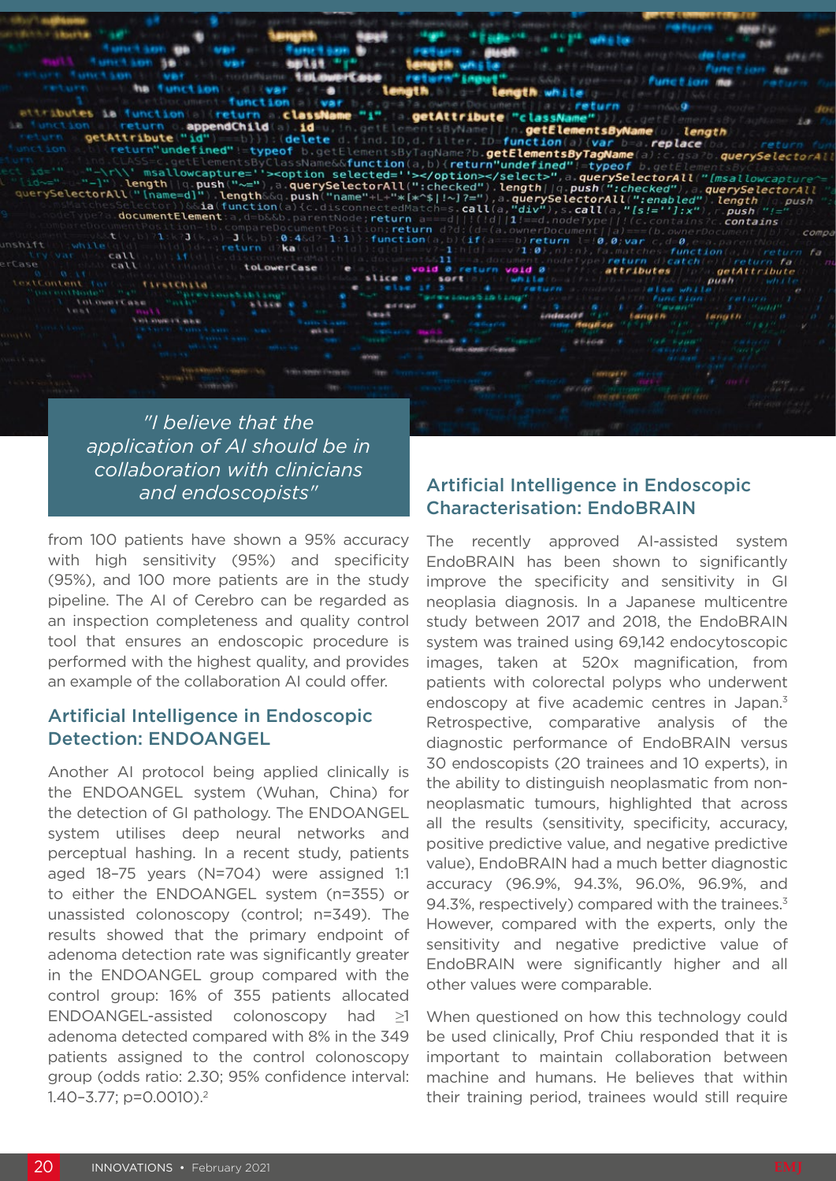> "I believe that the application of AI should be in collaboration with clinicians and endoscopists"

from 100 patients have shown a 95% accuracy with high sensitivity (95%) and specificity (95%), and 100 more patients are in the study pipeline. The AI of Cerebro can be regarded as an inspection completeness and quality control tool that ensures an endoscopic procedure is performed with the highest quality, and provides an example of the collaboration AI could offer.

## Artificial Intelligence in Endoscopic Detection: ENDOANGEL

Another AI protocol being applied clinically is the ENDOANGEL system (Wuhan, China) for the detection of GI pathology. The ENDOANGEL system utilises deep neural networks and perceptual hashing. In a recent study, patients aged 18–75 years (N=704) were assigned 1:1 to either the ENDOANGEL system (n=355) or unassisted colonoscopy (control; n=349). The results showed that the primary endpoint of adenoma detection rate was significantly greater in the ENDOANGEL group compared with the control group: 16% of 355 patients allocated ENDOANGEL-assisted colonoscopy had ≥1 adenoma detected compared with 8% in the 349 patients assigned to the control colonoscopy group (odds ratio: 2.30; 95% confidence interval: 1.40–3.77; p=0.0010).[2]

## Artificial Intelligence in Endoscopic Characterisation: EndoBRAIN

The recently approved AI-assisted system EndoBRAIN has been shown to significantly improve the specificity and sensitivity in GI neoplasia diagnosis. In a Japanese multicentre study between 2017 and 2018, the EndoBRAIN system was trained using 69,142 endocytoscopic images, taken at 520x magnification, from patients with colorectal polyps who underwent endoscopy at five academic centres in Japan.[3] Retrospective, comparative analysis of the diagnostic performance of EndoBRAIN versus 30 endoscopists (20 trainees and 10 experts), in the ability to distinguish neoplasmatic from non-neoplasmatic tumours, highlighted that across all the results (sensitivity, specificity, accuracy, positive predictive value, and negative predictive value), EndoBRAIN had a much better diagnostic accuracy (96.9%, 94.3%, 96.0%, 96.9%, and 94.3%, respectively) compared with the trainees.[3] However, compared with the experts, only the sensitivity and negative predictive value of EndoBRAIN were significantly higher and all other values were comparable.

When questioned on how this technology could be used clinically, Prof Chiu responded that it is important to maintain collaboration between machine and humans. He believes that within their training period, trainees would still require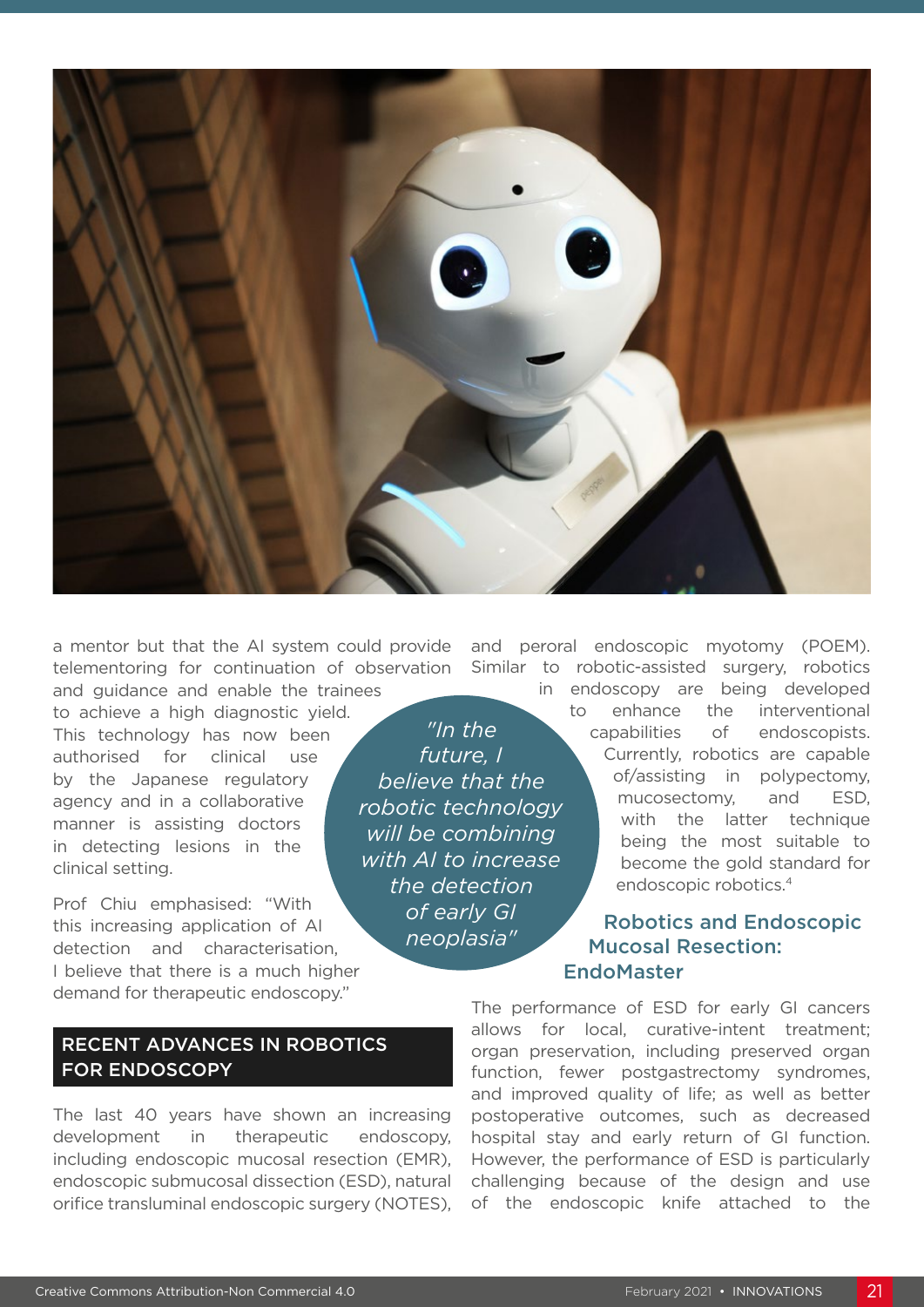a mentor but that the AI system could provide telementoring for continuation of observation and guidance and enable the trainees to achieve a high diagnostic yield. This technology has now been authorised for clinical use by the Japanese regulatory agency and in a collaborative manner is assisting doctors in detecting lesions in the clinical setting.

Prof Chiu emphasised: "With this increasing application of AI detection and characterisation, I believe that there is a much higher demand for therapeutic endoscopy."

> *"In the future, I believe that the robotic technology will be combining with AI to increase the detection of early GI neoplasia"*

## RECENT ADVANCES IN ROBOTICS FOR ENDOSCOPY

The last 40 years have shown an increasing development in therapeutic endoscopy, including endoscopic mucosal resection (EMR), endoscopic submucosal dissection (ESD), natural orifice transluminal endoscopic surgery (NOTES), and peroral endoscopic myotomy (POEM). Similar to robotic-assisted surgery, robotics in endoscopy are being developed to enhance the interventional capabilities of endoscopists. Currently, robotics are capable of/assisting in polypectomy, mucosectomy, and ESD, with the latter technique being the most suitable to become the gold standard for endoscopic robotics.[4]

### Robotics and Endoscopic Mucosal Resection: EndoMaster

The performance of ESD for early GI cancers allows for local, curative-intent treatment; organ preservation, including preserved organ function, fewer postgastrectomy syndromes, and improved quality of life; as well as better postoperative outcomes, such as decreased hospital stay and early return of GI function. However, the performance of ESD is particularly challenging because of the design and use of the endoscopic knife attached to the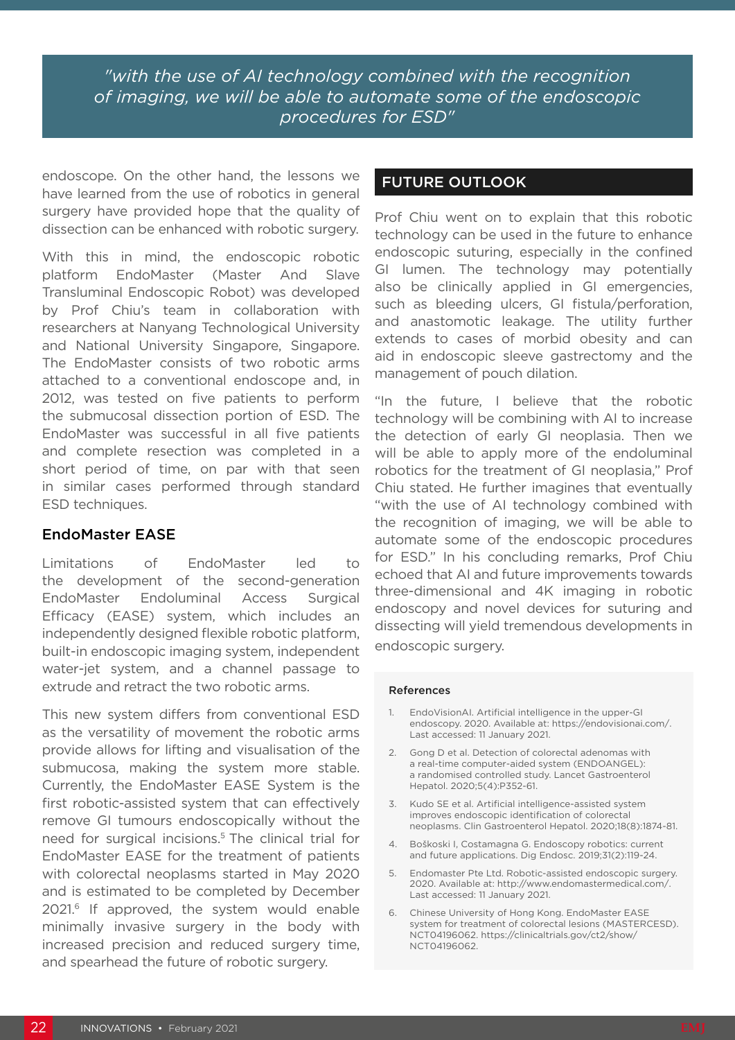> *"with the use of AI technology combined with the recognition of imaging, we will be able to automate some of the endoscopic procedures for ESD"*

endoscope. On the other hand, the lessons we have learned from the use of robotics in general surgery have provided hope that the quality of dissection can be enhanced with robotic surgery.

With this in mind, the endoscopic robotic platform EndoMaster (Master And Slave Transluminal Endoscopic Robot) was developed by Prof Chiu's team in collaboration with researchers at Nanyang Technological University and National University Singapore, Singapore. The EndoMaster consists of two robotic arms attached to a conventional endoscope and, in 2012, was tested on five patients to perform the submucosal dissection portion of ESD. The EndoMaster was successful in all five patients and complete resection was completed in a short period of time, on par with that seen in similar cases performed through standard ESD techniques.

### EndoMaster EASE

Limitations of EndoMaster led to the development of the second-generation EndoMaster Endoluminal Access Surgical Efficacy (EASE) system, which includes an independently designed flexible robotic platform, built-in endoscopic imaging system, independent water-jet system, and a channel passage to extrude and retract the two robotic arms.

This new system differs from conventional ESD as the versatility of movement the robotic arms provide allows for lifting and visualisation of the submucosa, making the system more stable. Currently, the EndoMaster EASE System is the first robotic-assisted system that can effectively remove GI tumours endoscopically without the need for surgical incisions.[5] The clinical trial for EndoMaster EASE for the treatment of patients with colorectal neoplasms started in May 2020 and is estimated to be completed by December 2021.[6] If approved, the system would enable minimally invasive surgery in the body with increased precision and reduced surgery time, and spearhead the future of robotic surgery.

## FUTURE OUTLOOK

Prof Chiu went on to explain that this robotic technology can be used in the future to enhance endoscopic suturing, especially in the confined GI lumen. The technology may potentially also be clinically applied in GI emergencies, such as bleeding ulcers, GI fistula/perforation, and anastomotic leakage. The utility further extends to cases of morbid obesity and can aid in endoscopic sleeve gastrectomy and the management of pouch dilation.

"In the future, I believe that the robotic technology will be combining with AI to increase the detection of early GI neoplasia. Then we will be able to apply more of the endoluminal robotics for the treatment of GI neoplasia," Prof Chiu stated. He further imagines that eventually "with the use of AI technology combined with the recognition of imaging, we will be able to automate some of the endoscopic procedures for ESD." In his concluding remarks, Prof Chiu echoed that AI and future improvements towards three-dimensional and 4K imaging in robotic endoscopy and novel devices for suturing and dissecting will yield tremendous developments in endoscopic surgery.

#### References

1. EndoVisionAI. Artificial intelligence in the upper-GI endoscopy. 2020. Available at: https://endovisionai.com/. Last accessed: 11 January 2021.
2. Gong D et al. Detection of colorectal adenomas with a real-time computer-aided system (ENDOANGEL): a randomised controlled study. Lancet Gastroenterol Hepatol. 2020;5(4):P352-61.
3. Kudo SE et al. Artificial intelligence-assisted system improves endoscopic identification of colorectal neoplasms. Clin Gastroenterol Hepatol. 2020;18(8):1874-81.
4. Boškoski I, Costamagna G. Endoscopy robotics: current and future applications. Dig Endosc. 2019;31(2):119-24.
5. Endomaster Pte Ltd. Robotic-assisted endoscopic surgery. 2020. Available at: http://www.endomastermedical.com/. Last accessed: 11 January 2021.
6. Chinese University of Hong Kong. EndoMaster EASE system for treatment of colorectal lesions (MASTERCESD). NCT04196062. https://clinicaltrials.gov/ct2/show/NCT04196062.